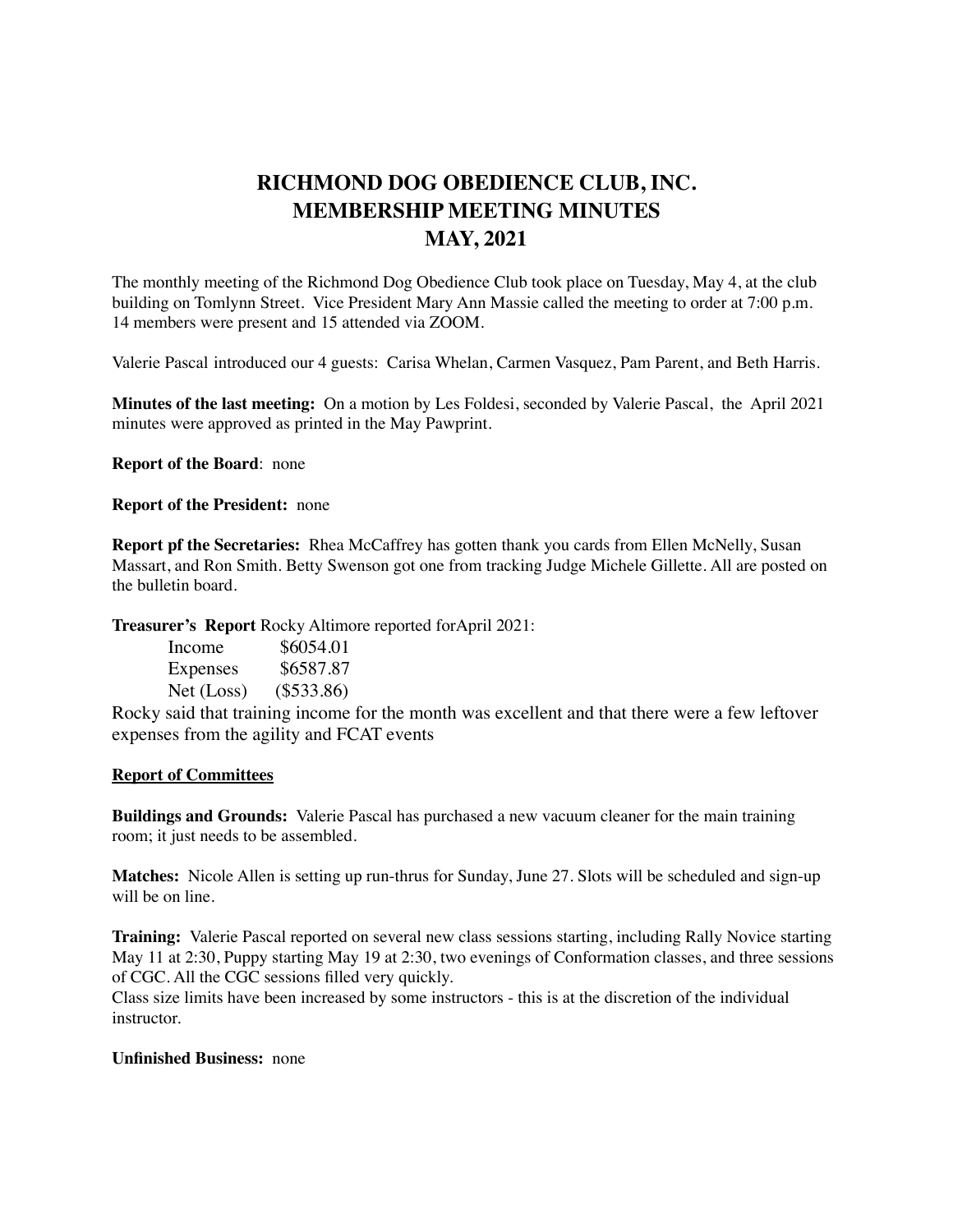# RICHMOND DOG OBEDIENCE CLUB, INC.
# MEMBERSHIP MEETING MINUTES
# MAY, 2021

The monthly meeting of the Richmond Dog Obedience Club took place on Tuesday, May 4, at the club building on Tomlynn Street. Vice President Mary Ann Massie called the meeting to order at 7:00 p.m. 14 members were present and 15 attended via ZOOM.

Valerie Pascal introduced our 4 guests: Carisa Whelan, Carmen Vasquez, Pam Parent, and Beth Harris.

**Minutes of the last meeting:** On a motion by Les Foldesi, seconded by Valerie Pascal, the April 2021 minutes were approved as printed in the May Pawprint.

**Report of the Board**: none

**Report of the President:** none

**Report pf the Secretaries:** Rhea McCaffrey has gotten thank you cards from Ellen McNelly, Susan Massart, and Ron Smith. Betty Swenson got one from tracking Judge Michele Gillette. All are posted on the bulletin board.

**Treasurer's Report** Rocky Altimore reported forApril 2021:

| | |
|---|---|
| Income | \$6054.01 |
| Expenses | \$6587.87 |
| Net (Loss) | (\$533.86) |

Rocky said that training income for the month was excellent and that there were a few leftover expenses from the agility and FCAT events

**Report of Committees**

**Buildings and Grounds:** Valerie Pascal has purchased a new vacuum cleaner for the main training room; it just needs to be assembled.

**Matches:** Nicole Allen is setting up run-thrus for Sunday, June 27. Slots will be scheduled and sign-up will be on line.

**Training:** Valerie Pascal reported on several new class sessions starting, including Rally Novice starting May 11 at 2:30, Puppy starting May 19 at 2:30, two evenings of Conformation classes, and three sessions of CGC. All the CGC sessions filled very quickly.
Class size limits have been increased by some instructors - this is at the discretion of the individual instructor.

**Unfinished Business:** none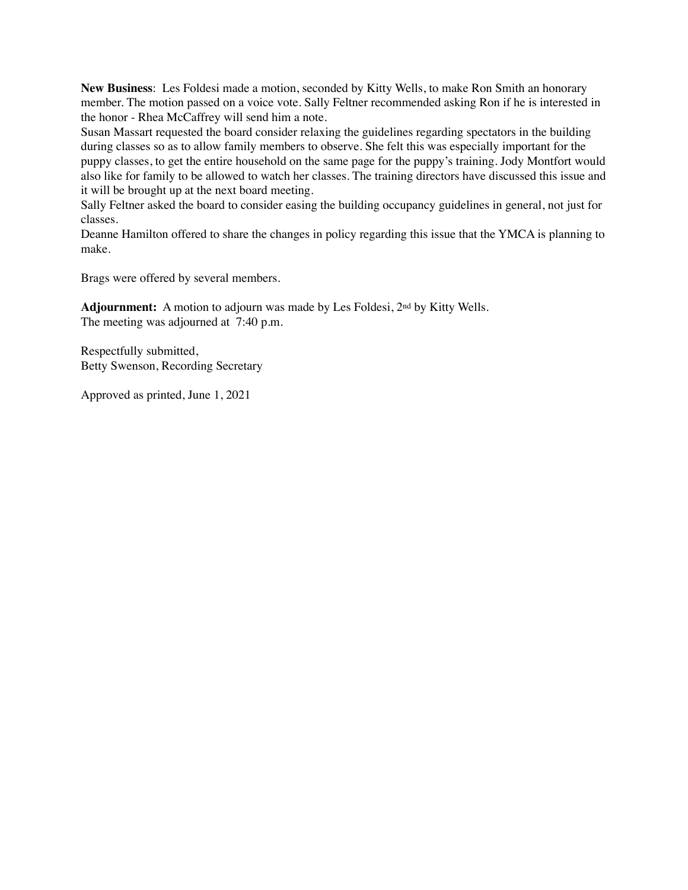**New Business**: Les Foldesi made a motion, seconded by Kitty Wells, to make Ron Smith an honorary member. The motion passed on a voice vote. Sally Feltner recommended asking Ron if he is interested in the honor - Rhea McCaffrey will send him a note.

Susan Massart requested the board consider relaxing the guidelines regarding spectators in the building during classes so as to allow family members to observe. She felt this was especially important for the puppy classes, to get the entire household on the same page for the puppy's training. Jody Montfort would also like for family to be allowed to watch her classes. The training directors have discussed this issue and it will be brought up at the next board meeting.

Sally Feltner asked the board to consider easing the building occupancy guidelines in general, not just for classes.

Deanne Hamilton offered to share the changes in policy regarding this issue that the YMCA is planning to make.

Brags were offered by several members.

**Adjournment:** A motion to adjourn was made by Les Foldesi, 2nd by Kitty Wells.
The meeting was adjourned at 7:40 p.m.

Respectfully submitted,
Betty Swenson, Recording Secretary

Approved as printed, June 1, 2021